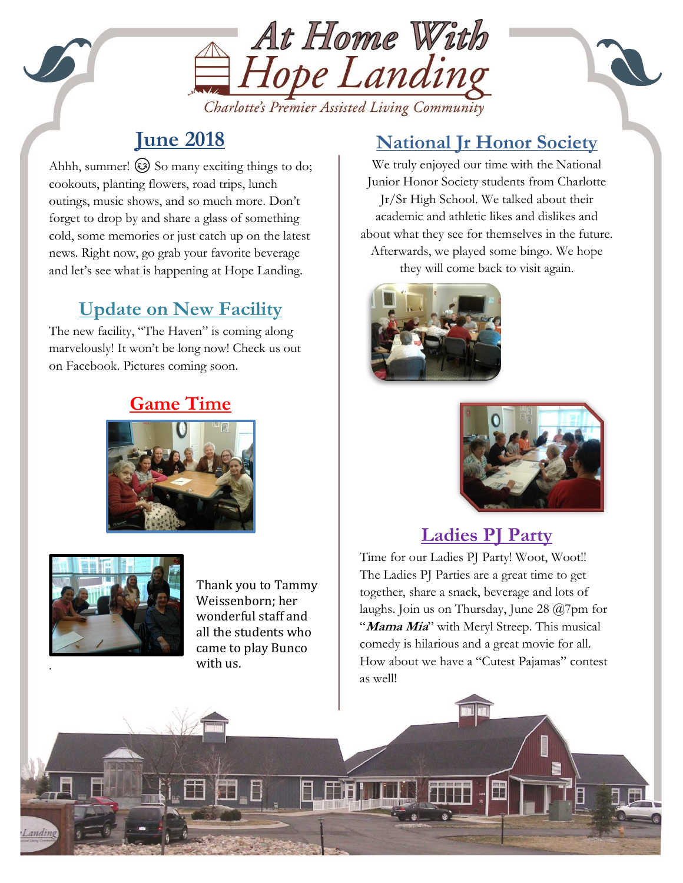# At Home With Hope Landing

Charlotte's Premier Assisted Living Community

## June 2018

Ahhh, summer! ☺ So many exciting things to do; cookouts, planting flowers, road trips, lunch outings, music shows, and so much more. Don't forget to drop by and share a glass of something cold, some memories or just catch up on the latest news. Right now, go grab your favorite beverage and let's see what is happening at Hope Landing.

## Update on New Facility

The new facility, "The Haven" is coming along marvelously! It won't be long now! Check us out on Facebook. Pictures coming soon.

## Game Time

Thank you to Tammy Weissenborn; her wonderful staff and all the students who came to play Bunco with us.

## National Jr Honor Society

We truly enjoyed our time with the National Junior Honor Society students from Charlotte Jr/Sr High School. We talked about their academic and athletic likes and dislikes and about what they see for themselves in the future. Afterwards, we played some bingo. We hope they will come back to visit again.

## Ladies PJ Party

Time for our Ladies PJ Party! Woot, Woot!! The Ladies PJ Parties are a great time to get together, share a snack, beverage and lots of laughs. Join us on Thursday, June 28 @7pm for "***Mama Mia***" with Meryl Streep. This musical comedy is hilarious and a great movie for all. How about we have a "Cutest Pajamas" contest as well!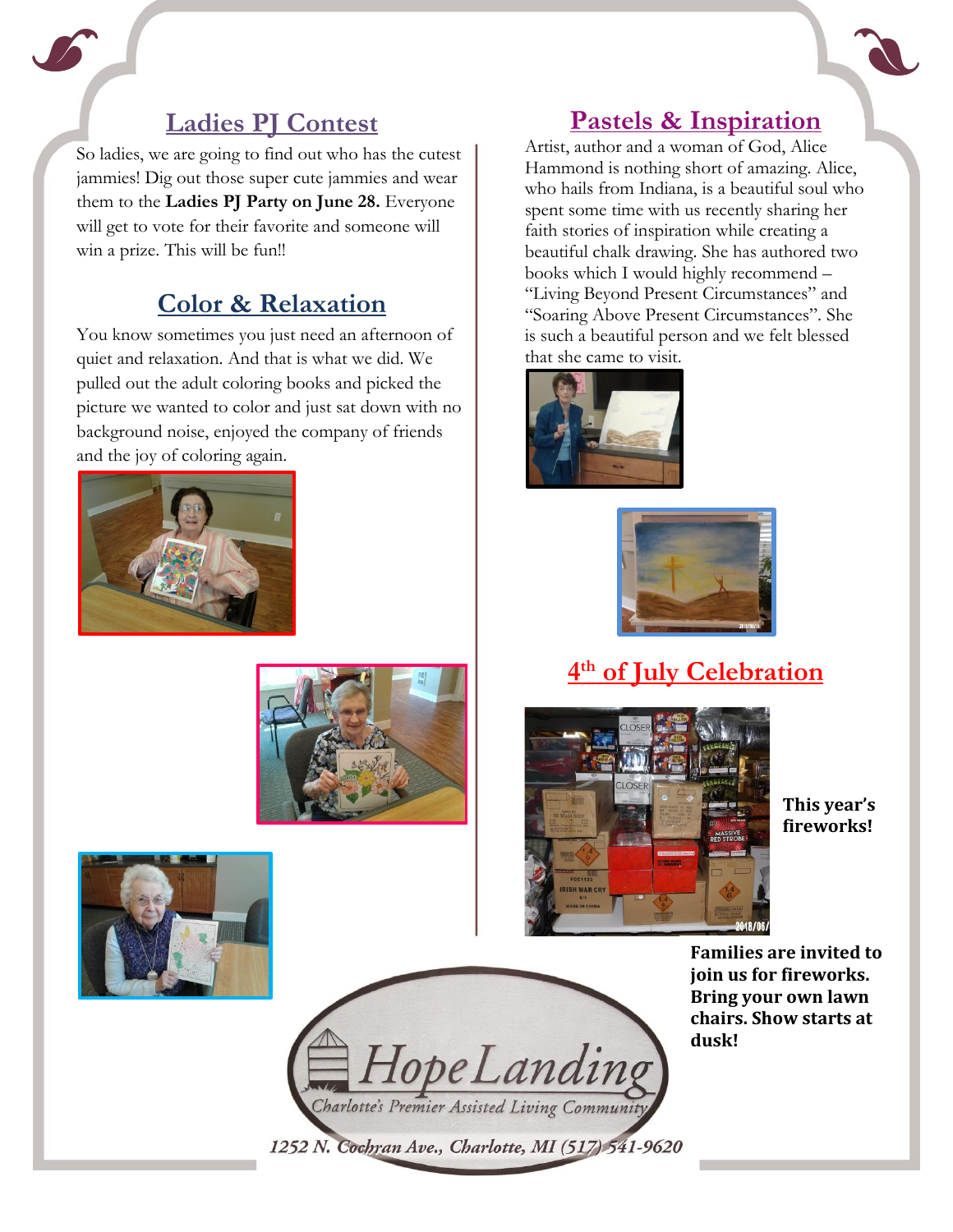## Ladies PJ Contest

So ladies, we are going to find out who has the cutest jammies! Dig out those super cute jammies and wear them to the **Ladies PJ Party on June 28.** Everyone will get to vote for their favorite and someone will win a prize. This will be fun!!

## Color & Relaxation

You know sometimes you just need an afternoon of quiet and relaxation. And that is what we did. We pulled out the adult coloring books and picked the picture we wanted to color and just sat down with no background noise, enjoyed the company of friends and the joy of coloring again.

## Pastels & Inspiration

Artist, author and a woman of God, Alice Hammond is nothing short of amazing. Alice, who hails from Indiana, is a beautiful soul who spent some time with us recently sharing her faith stories of inspiration while creating a beautiful chalk drawing. She has authored two books which I would highly recommend – "Living Beyond Present Circumstances" and "Soaring Above Present Circumstances". She is such a beautiful person and we felt blessed that she came to visit.

## 4th of July Celebration

**This year's fireworks!**

**Families are invited to join us for fireworks. Bring your own lawn chairs. Show starts at dusk!**

Hope Landing

*Charlotte's Premier Assisted Living Community*

*1252 N. Cochran Ave., Charlotte, MI (517) 541-9620*